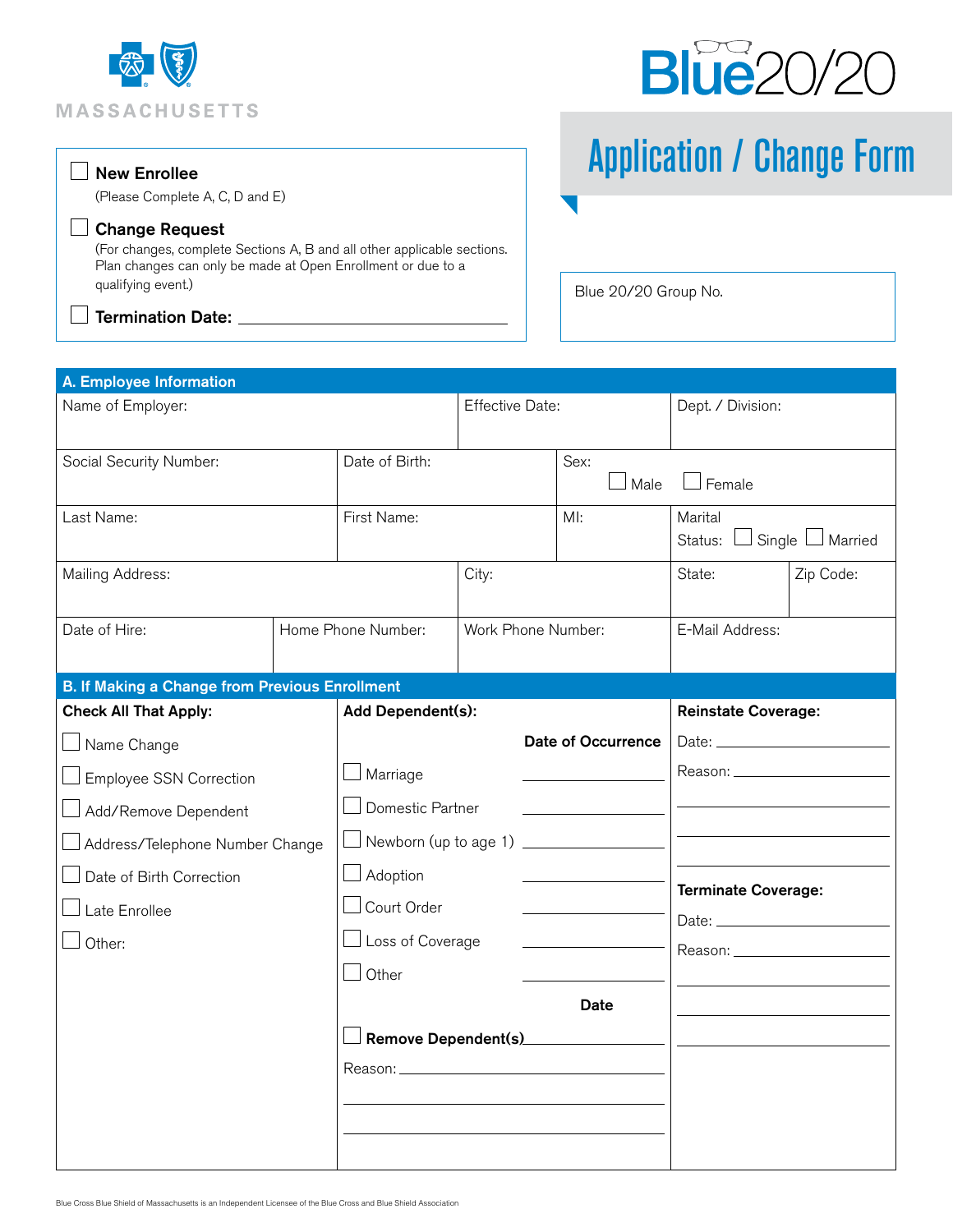MASSACHUSETTS

# Blue20/20

## Application / Change Form

☐ **New Enrollee**
(Please Complete A, C, D and E)

☐ **Change Request**
(For changes, complete Sections A, B and all other applicable sections. Plan changes can only be made at Open Enrollment or due to a qualifying event.)

☐ **Termination Date:** ______________________

Blue 20/20 Group No.

### A. Employee Information

| Name of Employer: | Effective Date: | Dept. / Division: |
|---|---|---|

| Social Security Number: | Date of Birth: | Sex: ☐ Male ☐ Female |
|---|---|---|

| Last Name: | First Name: | MI: | Marital Status: ☐ Single ☐ Married |
|---|---|---|---|

| Mailing Address: | City: | State: | Zip Code: |
|---|---|---|---|

| Date of Hire: | Home Phone Number: | Work Phone Number: | E-Mail Address: |
|---|---|---|---|

### B. If Making a Change from Previous Enrollment

**Check All That Apply:**

☐ Name Change
☐ Employee SSN Correction
☐ Add/Remove Dependent
☐ Address/Telephone Number Change
☐ Date of Birth Correction
☐ Late Enrollee
☐ Other:

**Add Dependent(s):**

| | **Date of Occurrence** |
|---|---|
| ☐ Marriage | ______________ |
| ☐ Domestic Partner | ______________ |
| ☐ Newborn (up to age 1) | ______________ |
| ☐ Adoption | ______________ |
| ☐ Court Order | ______________ |
| ☐ Loss of Coverage | ______________ |
| ☐ Other | ______________ |

| | **Date** |
|---|---|
| ☐ **Remove Dependent(s)** | ______________ |

Reason: ______________________________

**Reinstate Coverage:**

Date: ______________

Reason: ______________

**Terminate Coverage:**

Date: ______________

Reason: ______________

Blue Cross Blue Shield of Massachusetts is an Independent Licensee of the Blue Cross and Blue Shield Association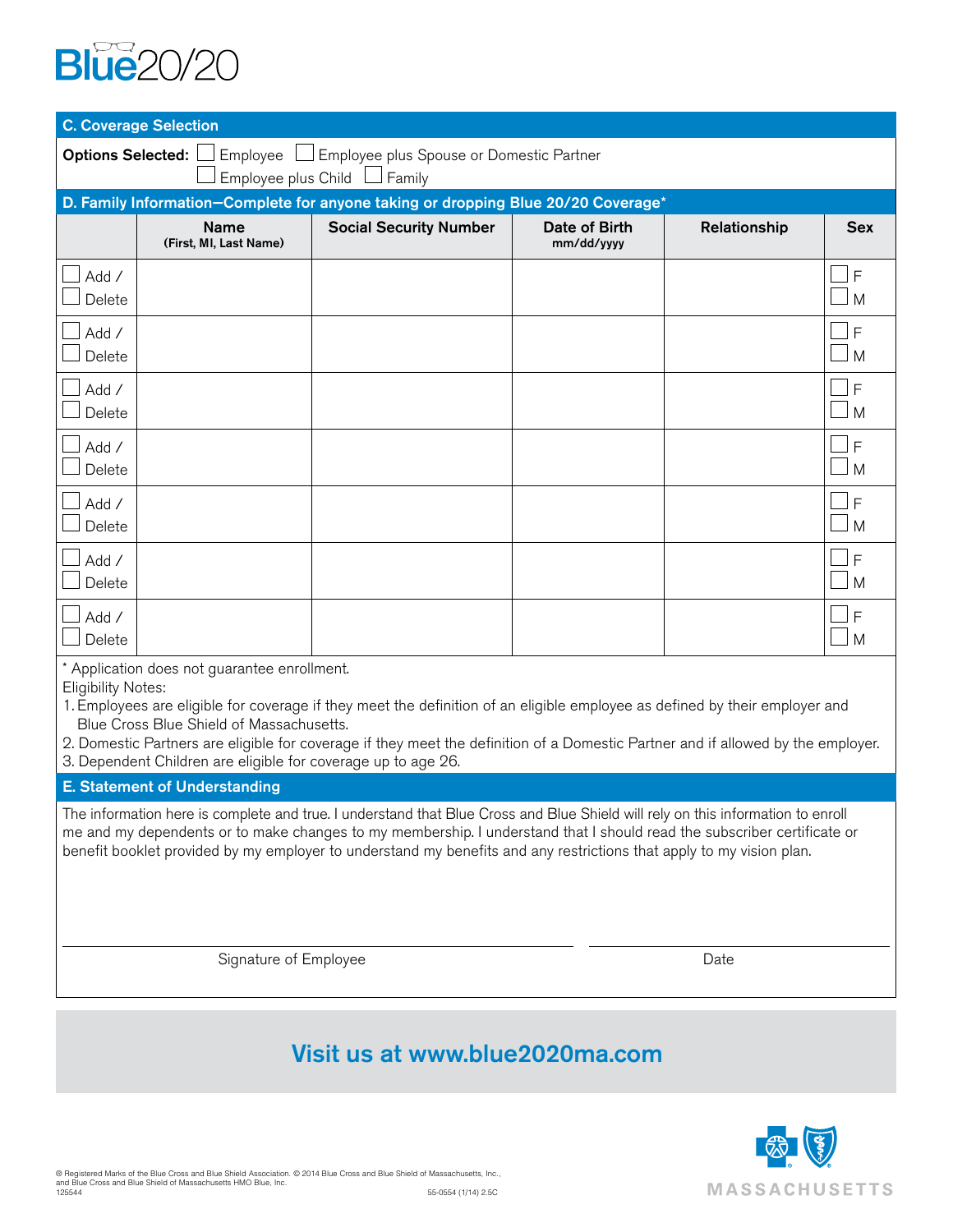Blue20/20

## C. Coverage Selection

**Options Selected:** ☐ Employee ☐ Employee plus Spouse or Domestic Partner
☐ Employee plus Child ☐ Family

## D. Family Information—Complete for anyone taking or dropping Blue 20/20 Coverage*

| | Name (First, MI, Last Name) | Social Security Number | Date of Birth mm/dd/yyyy | Relationship | Sex |
|---|---|---|---|---|---|
| ☐ Add / ☐ Delete | | | | | ☐ F ☐ M |
| ☐ Add / ☐ Delete | | | | | ☐ F ☐ M |
| ☐ Add / ☐ Delete | | | | | ☐ F ☐ M |
| ☐ Add / ☐ Delete | | | | | ☐ F ☐ M |
| ☐ Add / ☐ Delete | | | | | ☐ F ☐ M |
| ☐ Add / ☐ Delete | | | | | ☐ F ☐ M |
| ☐ Add / ☐ Delete | | | | | ☐ F ☐ M |

* Application does not guarantee enrollment.

Eligibility Notes:

1. Employees are eligible for coverage if they meet the definition of an eligible employee as defined by their employer and Blue Cross Blue Shield of Massachusetts.
2. Domestic Partners are eligible for coverage if they meet the definition of a Domestic Partner and if allowed by the employer.
3. Dependent Children are eligible for coverage up to age 26.

## E. Statement of Understanding

The information here is complete and true. I understand that Blue Cross and Blue Shield will rely on this information to enroll me and my dependents or to make changes to my membership. I understand that I should read the subscriber certificate or benefit booklet provided by my employer to understand my benefits and any restrictions that apply to my vision plan.

Signature of Employee _______________________ Date _______________

**Visit us at www.blue2020ma.com**

® Registered Marks of the Blue Cross and Blue Shield Association. © 2014 Blue Cross and Blue Shield of Massachusetts, Inc., and Blue Cross and Blue Shield of Massachusetts HMO Blue, Inc.
125544 55-0554 (1/14) 2.5C

MASSACHUSETTS